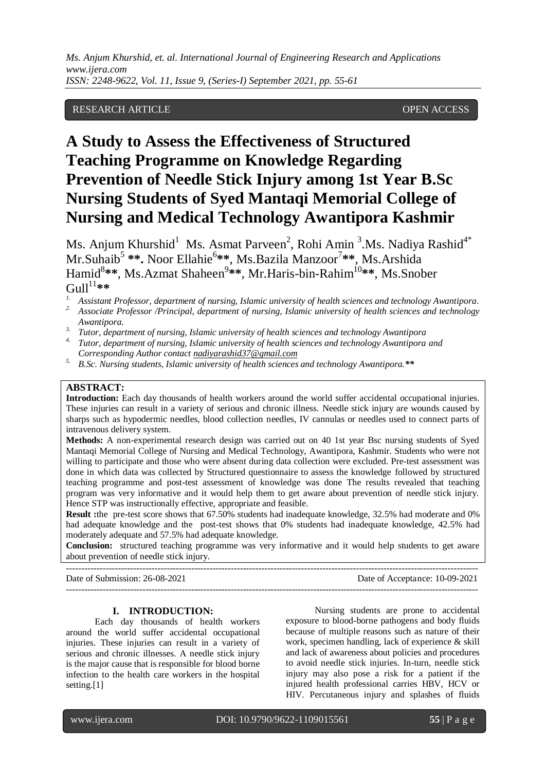RESEARCH ARTICLE OPEN ACCESS

# A Study to Assess the Effectiveness of Structured Teaching Programme on Knowledge Regarding Prevention of Needle Stick Injury among 1st Year B.Sc Nursing Students of Syed Mantaqi Memorial College of Nursing and Medical Technology Awantipora Kashmir

Ms. Anjum Khurshid[1] Ms. Asmat Parveen[2], Rohi Amin [3].Ms. Nadiya Rashid[4*] Mr.Suhaib[5] **. Noor Ellahie[6]**, Ms.Bazila Manzoor[7]**, Ms.Arshida Hamid[8]**, Ms.Azmat Shaheen[9]**, Mr.Haris-bin-Rahim[10]**, Ms.Snober Gull[11]**

1. Assistant Professor, department of nursing, Islamic university of health sciences and technology Awantipora.
2. Associate Professor /Principal, department of nursing, Islamic university of health sciences and technology Awantipora.
3. Tutor, department of nursing, Islamic university of health sciences and technology Awantipora
4. Tutor, department of nursing, Islamic university of health sciences and technology Awantipora and Corresponding Author contact nadiyarashid37@gmail.com
5. B.Sc. Nursing students, Islamic university of health sciences and technology Awantipora.**

## ABSTRACT:

**Introduction:** Each day thousands of health workers around the world suffer accidental occupational injuries. These injuries can result in a variety of serious and chronic illness. Needle stick injury are wounds caused by sharps such as hypodermic needles, blood collection needles, IV cannulas or needles used to connect parts of intravenous delivery system.

**Methods:** A non-experimental research design was carried out on 40 1st year Bsc nursing students of Syed Mantaqi Memorial College of Nursing and Medical Technology, Awantipora, Kashmir. Students who were not willing to participate and those who were absent during data collection were excluded. Pre-test assessment was done in which data was collected by Structured questionnaire to assess the knowledge followed by structured teaching programme and post-test assessment of knowledge was done The results revealed that teaching program was very informative and it would help them to get aware about prevention of needle stick injury. Hence STP was instructionally effective, appropriate and feasible.

**Result :**the pre-test score shows that 67.50% students had inadequate knowledge, 32.5% had moderate and 0% had adequate knowledge and the post-test shows that 0% students had inadequate knowledge, 42.5% had moderately adequate and 57.5% had adequate knowledge.

**Conclusion:** structured teaching programme was very informative and it would help students to get aware about prevention of needle stick injury.

---

Date of Submission: 26-08-2021 Date of Acceptance: 10-09-2021

---

## I. INTRODUCTION:

Each day thousands of health workers around the world suffer accidental occupational injuries. These injuries can result in a variety of serious and chronic illnesses. A needle stick injury is the major cause that is responsible for blood borne infection to the health care workers in the hospital setting.[1]

Nursing students are prone to accidental exposure to blood-borne pathogens and body fluids because of multiple reasons such as nature of their work, specimen handling, lack of experience & skill and lack of awareness about policies and procedures to avoid needle stick injuries. In-turn, needle stick injury may also pose a risk for a patient if the injured health professional carries HBV, HCV or HIV. Percutaneous injury and splashes of fluids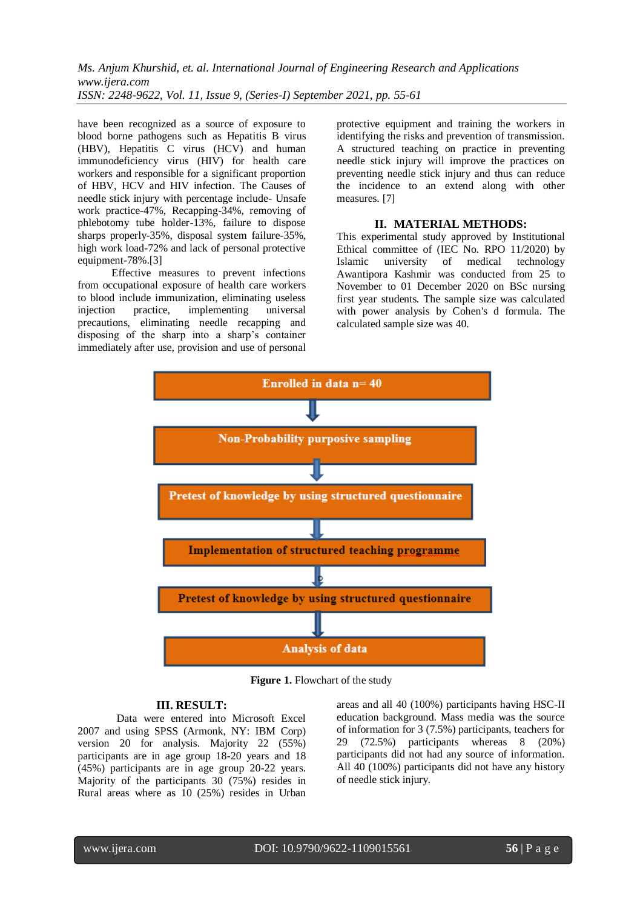have been recognized as a source of exposure to blood borne pathogens such as Hepatitis B virus (HBV), Hepatitis C virus (HCV) and human immunodeficiency virus (HIV) for health care workers and responsible for a significant proportion of HBV, HCV and HIV infection. The Causes of needle stick injury with percentage include- Unsafe work practice-47%, Recapping-34%, removing of phlebotomy tube holder-13%, failure to dispose sharps properly-35%, disposal system failure-35%, high work load-72% and lack of personal protective equipment-78%.[3]

Effective measures to prevent infections from occupational exposure of health care workers to blood include immunization, eliminating useless injection practice, implementing universal precautions, eliminating needle recapping and disposing of the sharp into a sharp's container immediately after use, provision and use of personal protective equipment and training the workers in identifying the risks and prevention of transmission. A structured teaching on practice in preventing needle stick injury will improve the practices on preventing needle stick injury and thus can reduce the incidence to an extend along with other measures. [7]

## II. MATERIAL METHODS:

This experimental study approved by Institutional Ethical committee of (IEC No. RPO 11/2020) by Islamic university of medical technology Awantipora Kashmir was conducted from 25 to November to 01 December 2020 on BSc nursing first year students. The sample size was calculated with power analysis by Cohen's d formula. The calculated sample size was 40.

Enrolled in data n= 40

↓

Non-Probability purposive sampling

↓

Pretest of knowledge by using structured questionnaire

↓

Implementation of structured teaching programme

↓

Pretest of knowledge by structured questionnaire

↓

Analysis of data

**Figure 1.** Flowchart of the study

## III. RESULT:

Data were entered into Microsoft Excel 2007 and using SPSS (Armonk, NY: IBM Corp) version 20 for analysis. Majority 22 (55%) participants are in age group 18-20 years and 18 (45%) participants are in age group 20-22 years. Majority of the participants 30 (75%) resides in Rural areas where as 10 (25%) resides in Urban areas and all 40 (100%) participants having HSC-II education background. Mass media was the source of information for 3 (7.5%) participants, teachers for 29 (72.5%) participants whereas 8 (20%) participants did not had any source of information. All 40 (100%) participants did not have any history of needle stick injury.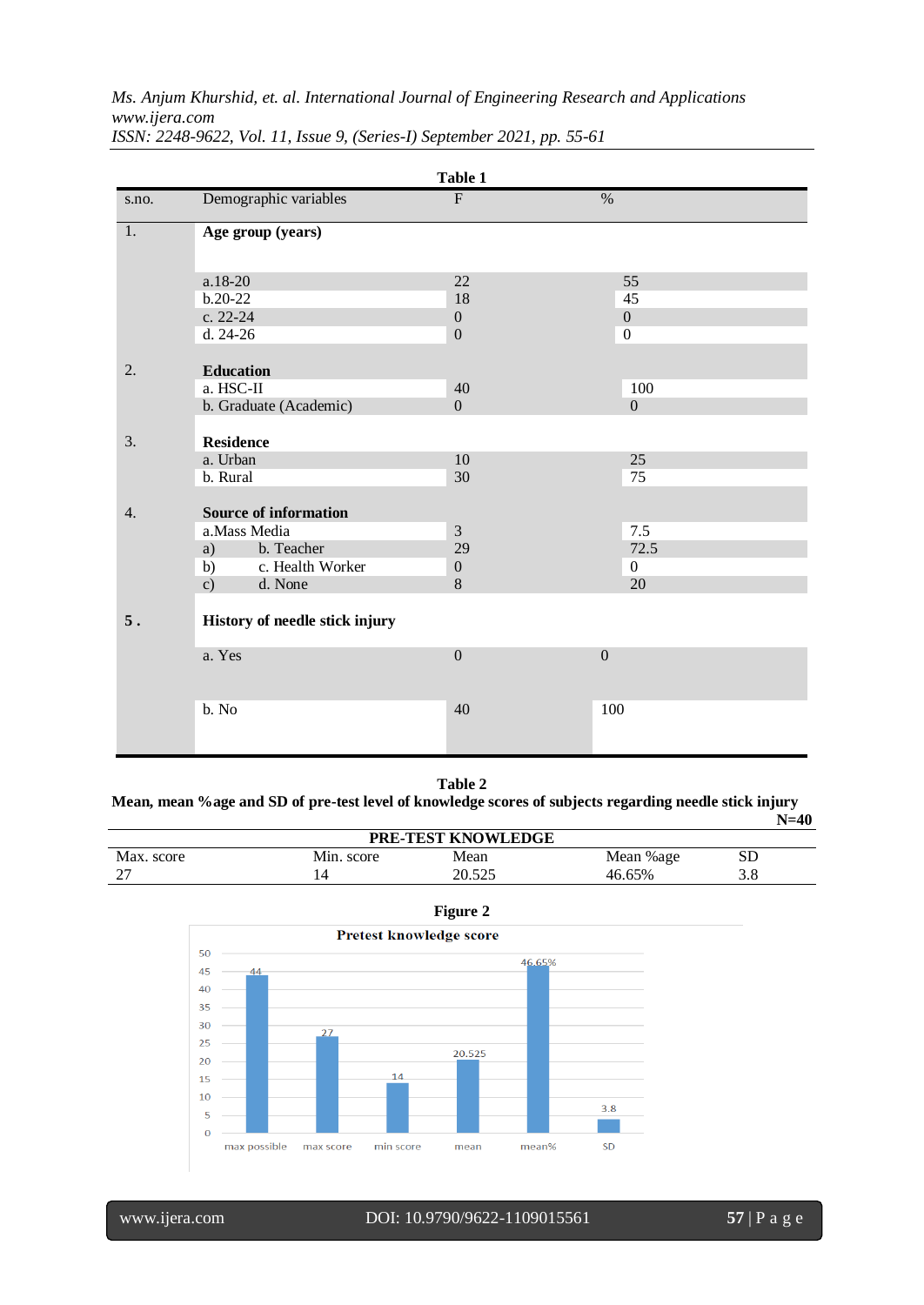**Table 1**

| s.no. | Demographic variables | F | % |
|---|---|---|---|
| 1. | **Age group (years)** | | |
| | a.18-20 | 22 | 55 |
| | b.20-22 | 18 | 45 |
| | c. 22-24 | 0 | 0 |
| | d. 24-26 | 0 | 0 |
| 2. | **Education** | | |
| | a. HSC-II | 40 | 100 |
| | b. Graduate (Academic) | 0 | 0 |
| 3. | **Residence** | | |
| | a. Urban | 10 | 25 |
| | b. Rural | 30 | 75 |
| 4. | **Source of information** | | |
| | a.Mass Media | 3 | 7.5 |
| | a) b. Teacher | 29 | 72.5 |
| | b) c. Health Worker | 0 | 0 |
| | c) d. None | 8 | 20 |
| **5 .** | **History of needle stick injury** | | |
| | a. Yes | 0 | 0 |
| | b. No | 40 | 100 |

**Table 2**

**Mean, mean %age and SD of pre-test level of knowledge scores of subjects regarding needle stick injury**

**N=40**

| PRE-TEST KNOWLEDGE | | | | |
|---|---|---|---|---|
| Max. score | Min. score | Mean | Mean %age | SD |
| 27 | 14 | 20.525 | 46.65% | 3.8 |

**Figure 2**

**Pretest knowledge score**

| | max possible | max score | min score | mean | mean% | SD |
|---|---|---|---|---|---|---|
| Value | 44 | 27 | 14 | 20.525 | 46.65% | 3.8 |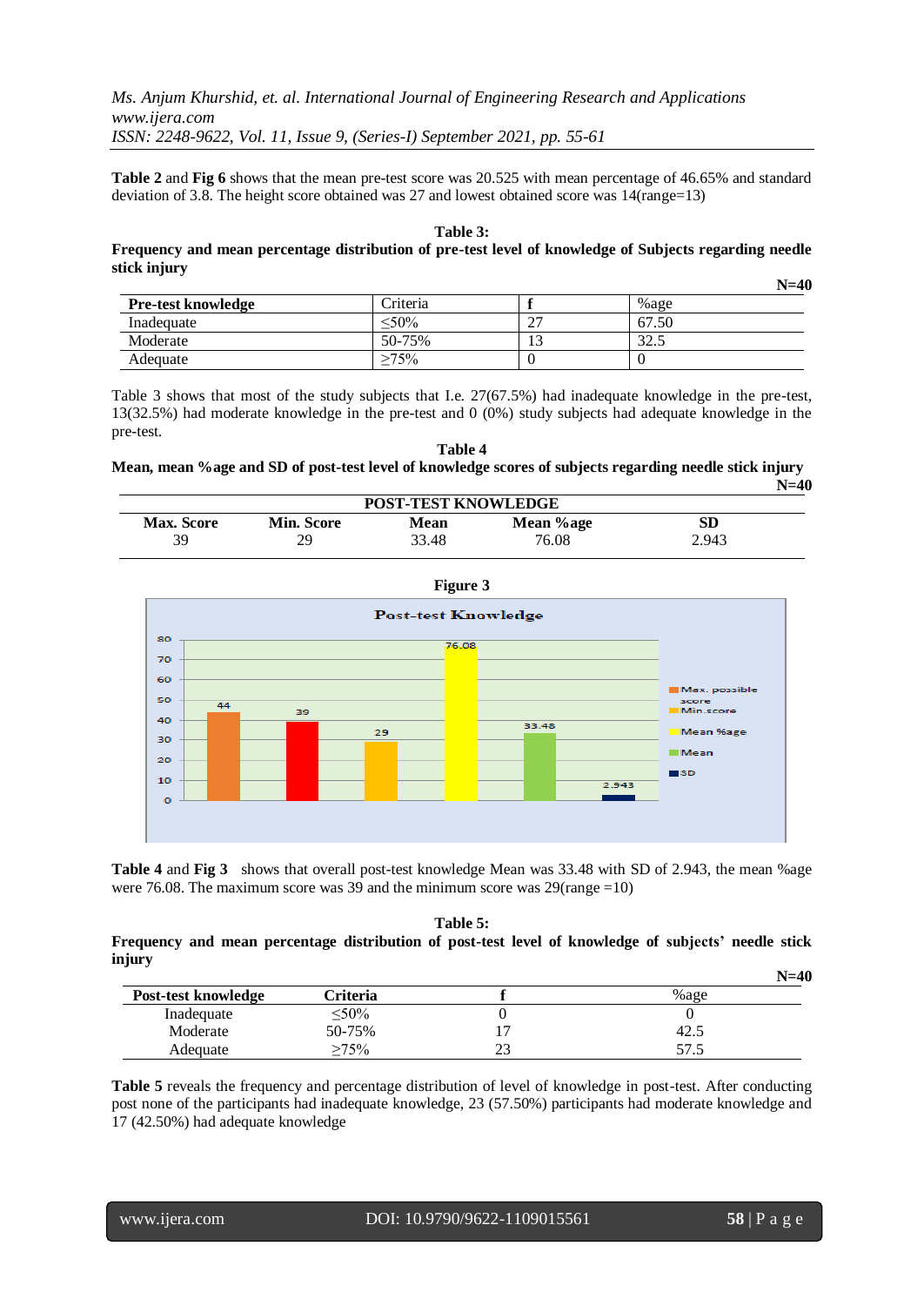**Table 2** and **Fig 6** shows that the mean pre-test score was 20.525 with mean percentage of 46.65% and standard deviation of 3.8. The height score obtained was 27 and lowest obtained score was 14(range=13)

**Table 3:**

**Frequency and mean percentage distribution of pre-test level of knowledge of Subjects regarding needle stick injury**

**N=40**

| Pre-test knowledge | Criteria | f | %age |
|---|---|---|---|
| Inadequate | ≤50% | 27 | 67.50 |
| Moderate | 50-75% | 13 | 32.5 |
| Adequate | ≥75% | 0 | 0 |

Table 3 shows that most of the study subjects that I.e. 27(67.5%) had inadequate knowledge in the pre-test, 13(32.5%) had moderate knowledge in the pre-test and 0 (0%) study subjects had adequate knowledge in the pre-test.

**Table 4**

**Mean, mean %age and SD of post-test level of knowledge scores of subjects regarding needle stick injury**

**N=40**

| POST-TEST KNOWLEDGE | | | | |
|---|---|---|---|---|
| **Max. Score** | **Min. Score** | **Mean** | **Mean %age** | **SD** |
| 39 | 29 | 33.48 | 76.08 | 2.943 |

**Figure 3**

Post-test Knowledge

| | Max. possible score | Min.score | Mean %age | Mean | SD |
|---|---|---|---|---|---|
| Value | 44 | 39 | 29 | 76.08 | 33.48 | 2.943 |

**Table 4** and **Fig 3** shows that overall post-test knowledge Mean was 33.48 with SD of 2.943, the mean %age were 76.08. The maximum score was 39 and the minimum score was 29(range =10)

**Table 5:**

**Frequency and mean percentage distribution of post-test level of knowledge of subjects' needle stick injury**

**N=40**

| Post-test knowledge | Criteria | f | %age |
|---|---|---|---|
| Inadequate | ≤50% | 0 | 0 |
| Moderate | 50-75% | 17 | 42.5 |
| Adequate | ≥75% | 23 | 57.5 |

**Table 5** reveals the frequency and percentage distribution of level of knowledge in post-test. After conducting post none of the participants had inadequate knowledge, 23 (57.50%) participants had moderate knowledge and 17 (42.50%) had adequate knowledge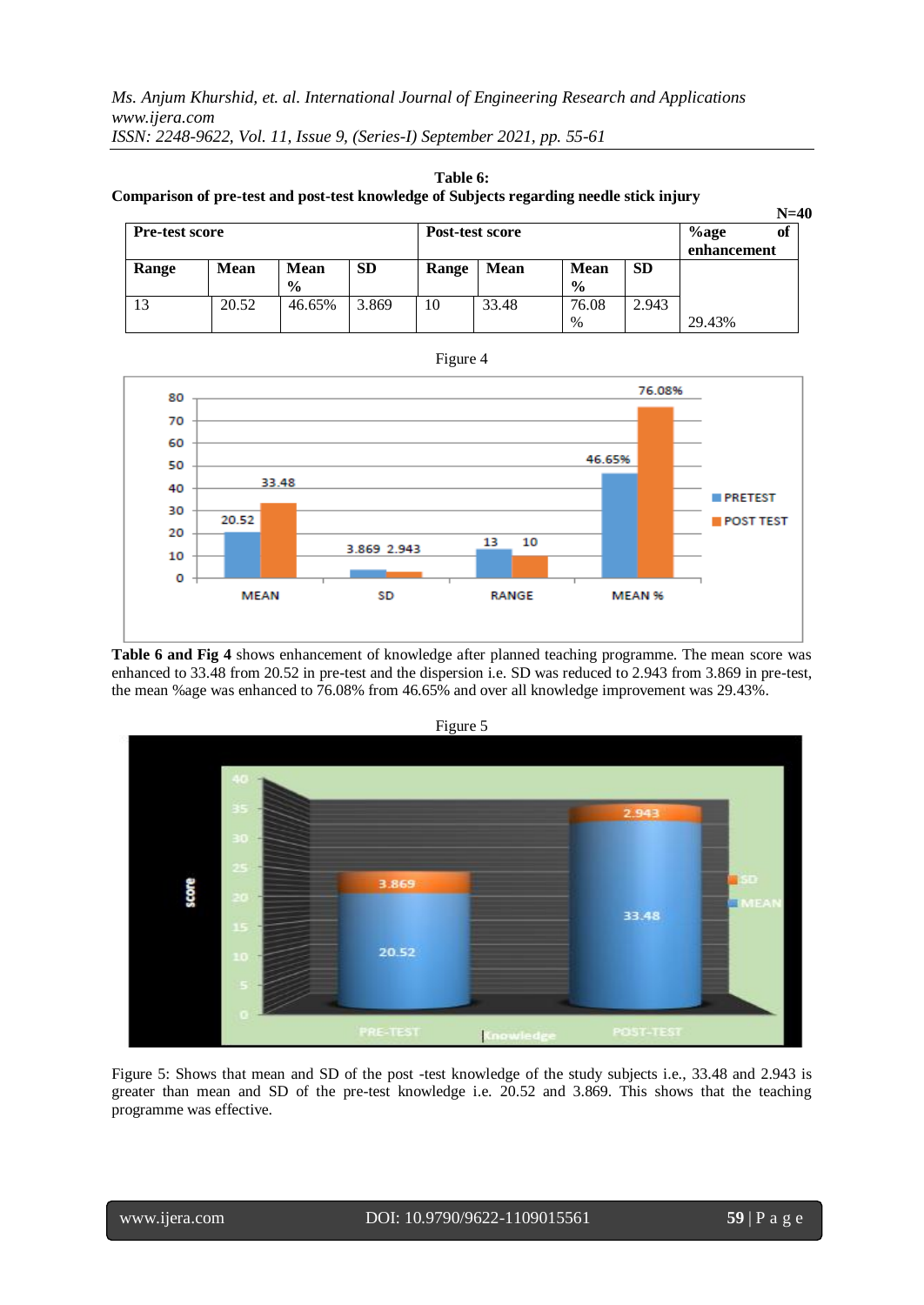**Table 6:**
**Comparison of pre-test and post-test knowledge of Subjects regarding needle stick injury**

N=40

| Pre-test score | | | | Post-test score | | | | %age of enhancement |
|---|---|---|---|---|---|---|---|---|
| Range | Mean | Mean % | SD | Range | Mean | Mean % | SD | |
| 13 | 20.52 | 46.65% | 3.869 | 10 | 33.48 | 76.08 % | 2.943 | 29.43% |

Figure 4

**Table 6 and Fig 4** shows enhancement of knowledge after planned teaching programme. The mean score was enhanced to 33.48 from 20.52 in pre-test and the dispersion i.e. SD was reduced to 2.943 from 3.869 in pre-test, the mean %age was enhanced to 76.08% from 46.65% and over all knowledge improvement was 29.43%.

Figure 5

Figure 5: Shows that mean and SD of the post -test knowledge of the study subjects i.e., 33.48 and 2.943 is greater than mean and SD of the pre-test knowledge i.e. 20.52 and 3.869. This shows that the teaching programme was effective.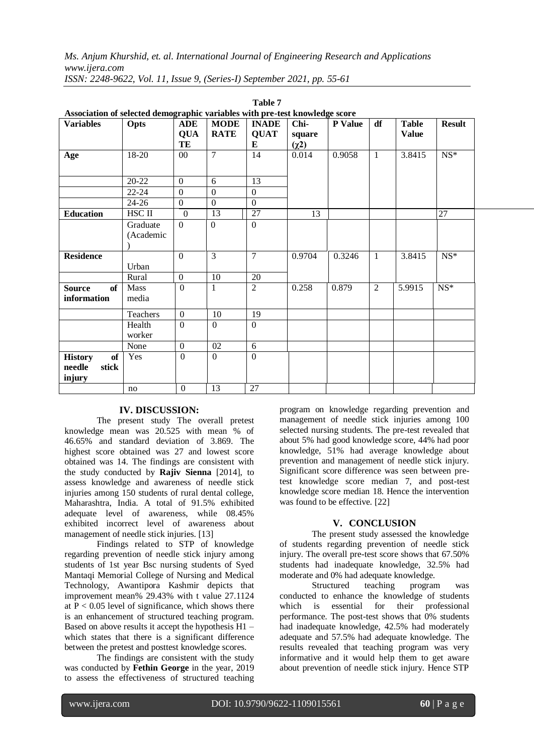**Table 7**

**Association of selected demographic variables with pre-test knowledge score**

| Variables | Opts | ADEQUATE | MODERATE | INADEQUATE | Chi-square ($\chi$2) | P Value | df | Table Value | Result |
|---|---|---|---|---|---|---|---|---|---|
| **Age** | 18-20 | 00 | 7 | 14 | 0.014 | 0.9058 | 1 | 3.8415 | NS* |
| | 20-22 | 0 | 6 | 13 | | | | | |
| | 22-24 | 0 | 0 | 0 | | | | | |
| | 24-26 | 0 | 0 | 0 | | | | | |
| **Education** | HSC II | 0 | 13 | 27 | 13 | | | | 27 |
| | Graduate (Academic) | 0 | 0 | 0 | | | | | |
| **Residence** | Urban | 0 | 3 | 7 | 0.9704 | 0.3246 | 1 | 3.8415 | NS* |
| | Rural | 0 | 10 | 20 | | | | | |
| **Source of information** | Mass media | 0 | 1 | 2 | 0.258 | 0.879 | 2 | 5.9915 | NS* |
| | Teachers | 0 | 10 | 19 | | | | | |
| | Health worker | 0 | 0 | 0 | | | | | |
| | None | 0 | 02 | 6 | | | | | |
| **History of needle stick injury** | Yes | 0 | 0 | 0 | | | | | |
| | no | 0 | 13 | 27 | | | | | |

## IV. DISCUSSION:

The present study The overall pretest knowledge mean was 20.525 with mean % of 46.65% and standard deviation of 3.869. The highest score obtained was 27 and lowest score obtained was 14. The findings are consistent with the study conducted by **Rajiv Sienna** [2014], to assess knowledge and awareness of needle stick injuries among 150 students of rural dental college, Maharashtra, India. A total of 91.5% exhibited adequate level of awareness, while 08.45% exhibited incorrect level of awareness about management of needle stick injuries. [13]

Findings related to STP of knowledge regarding prevention of needle stick injury among students of 1st year Bsc nursing students of Syed Mantaqi Memorial College of Nursing and Medical Technology, Awantipora Kashmir depicts that improvement mean% 29.43% with t value 27.1124 at $P < 0.05$ level of significance, which shows there is an enhancement of structured teaching program. Based on above results it accept the hypothesis H1 – which states that there is a significant difference between the pretest and posttest knowledge scores.

The findings are consistent with the study was conducted by **Fethin George** in the year, 2019 to assess the effectiveness of structured teaching program on knowledge regarding prevention and management of needle stick injuries among 100 selected nursing students. The pre-test revealed that about 5% had good knowledge score, 44% had poor knowledge, 51% had average knowledge about prevention and management of needle stick injury. Significant score difference was seen between pre-test knowledge score median 7, and post-test knowledge score median 18. Hence the intervention was found to be effective. [22]

## V. CONCLUSION

The present study assessed the knowledge of students regarding prevention of needle stick injury. The overall pre-test score shows that 67.50% students had inadequate knowledge, 32.5% had moderate and 0% had adequate knowledge.

Structured teaching program was conducted to enhance the knowledge of students which is essential for their professional performance. The post-test shows that 0% students had inadequate knowledge, 42.5% had moderately adequate and 57.5% had adequate knowledge. The results revealed that teaching program was very informative and it would help them to get aware about prevention of needle stick injury. Hence STP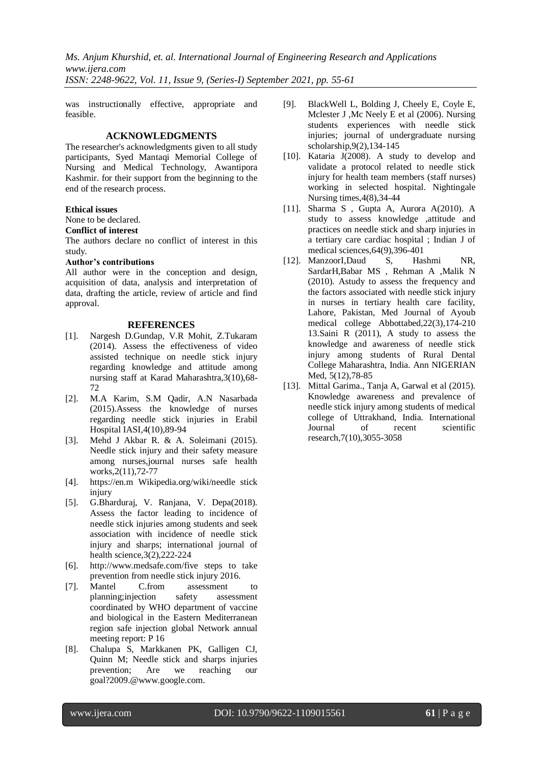was instructionally effective, appropriate and feasible.

## ACKNOWLEDGMENTS

The researcher's acknowledgments given to all study participants, Syed Mantaqi Memorial College of Nursing and Medical Technology, Awantipora Kashmir. for their support from the beginning to the end of the research process.

**Ethical issues**

None to be declared.

**Conflict of interest**

The authors declare no conflict of interest in this study.

**Author's contributions**

All author were in the conception and design, acquisition of data, analysis and interpretation of data, drafting the article, review of article and find approval.

## REFERENCES

[1]. Nargesh D.Gundap, V.R Mohit, Z.Tukaram (2014). Assess the effectiveness of video assisted technique on needle stick injury regarding knowledge and attitude among nursing staff at Karad Maharashtra,3(10),68-72

[2]. M.A Karim, S.M Qadir, A.N Nasarbada (2015).Assess the knowledge of nurses regarding needle stick injuries in Erabil Hospital IASI,4(10),89-94

[3]. Mehd J Akbar R. & A. Soleimani (2015). Needle stick injury and their safety measure among nurses,journal nurses safe health works,2(11),72-77

[4]. https://en.m Wikipedia.org/wiki/needle stick injury

[5]. G.Bharduraj, V. Ranjana, V. Depa(2018). Assess the factor leading to incidence of needle stick injuries among students and seek association with incidence of needle stick injury and sharps; international journal of health science,3(2),222-224

[6]. http://www.medsafe.com/five steps to take prevention from needle stick injury 2016.

[7]. Mantel C.from assessment to planning;injection safety assessment coordinated by WHO department of vaccine and biological in the Eastern Mediterranean region safe injection global Network annual meeting report: P 16

[8]. Chalupa S, Markkanen PK, Galligen CJ, Quinn M; Needle stick and sharps injuries prevention; Are we reaching our goal?2009.@www.google.com.

[9]. BlackWell L, Bolding J, Cheely E, Coyle E, Mclester J ,Mc Neely E et al (2006). Nursing students experiences with needle stick injuries; journal of undergraduate nursing scholarship,9(2),134-145

[10]. Kataria J(2008). A study to develop and validate a protocol related to needle stick injury for health team members (staff nurses) working in selected hospital. Nightingale Nursing times,4(8),34-44

[11]. Sharma S , Gupta A, Aurora A(2010). A study to assess knowledge ,attitude and practices on needle stick and sharp injuries in a tertiary care cardiac hospital ; Indian J of medical sciences,64(9),396-401

[12]. ManzoorI,Daud S, Hashmi NR, SardarH,Babar MS , Rehman A ,Malik N (2010). Astudy to assess the frequency and the factors associated with needle stick injury in nurses in tertiary health care facility, Lahore, Pakistan, Med Journal of Ayoub medical college Abbottabed,22(3),174-210 13.Saini R (2011), A study to assess the knowledge and awareness of needle stick injury among students of Rural Dental College Maharashtra, India. Ann NIGERIAN Med, 5(12),78-85

[13]. Mittal Garima., Tanja A, Garwal et al (2015). Knowledge awareness and prevalence of needle stick injury among students of medical college of Uttrakhand, India. International Journal of recent scientific research,7(10),3055-3058